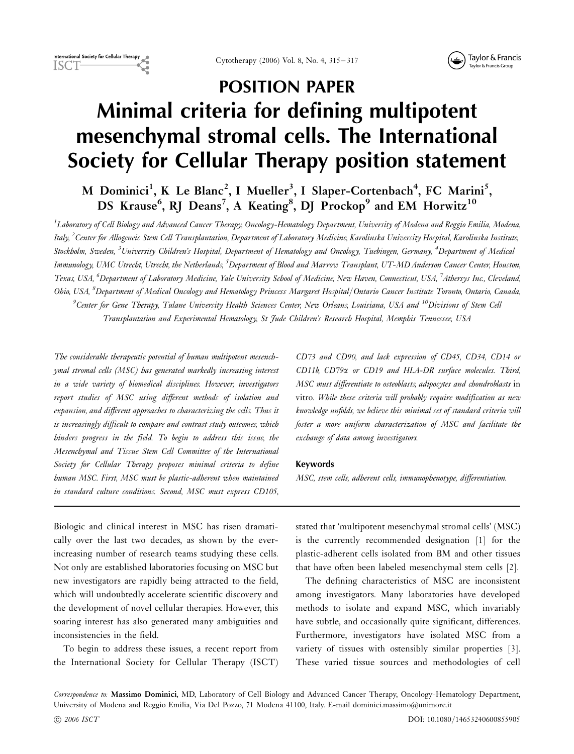## POSITION PAPER

# Minimal criteria for defining multipotent mesenchymal stromal cells. The International Society for Cellular Therapy position statement

**M Dominici[1], K Le Blanc[2], I Mueller[3], I Slaper-Cortenbach[4], FC Marini[5], DS Krause[6], RJ Deans[7], A Keating[8], DJ Prockop[9] and EM Horwitz[10]**

[1]*Laboratory of Cell Biology and Advanced Cancer Therapy, Oncology-Hematology Department, University of Modena and Reggio Emilia, Modena, Italy,* [2]*Center for Allogeneic Stem Cell Transplantation, Department of Laboratory Medicine, Karolinska University Hospital, Karolinska Institute, Stockholm, Sweden,* [3]*University Children's Hospital, Department of Hematology and Oncology, Tuebingen, Germany,* [4]*Department of Medical Immunology, UMC Utrecht, Utrecht, the Netherlands,* [5]*Department of Blood and Marrow Transplant, UT-MD Anderson Cancer Center, Houston, Texas, USA,* [6]*Department of Laboratory Medicine, Yale University School of Medicine, New Haven, Connecticut, USA,* [7]*Athersys Inc., Cleveland, Ohio, USA,* [8]*Department of Medical Oncology and Hematology Princess Margaret Hospital/Ontario Cancer Institute Toronto, Ontario, Canada,* [9]*Center for Gene Therapy, Tulane University Health Sciences Center, New Orleans, Louisiana, USA and* [10]*Divisions of Stem Cell Transplantation and Experimental Hematology, St Jude Children's Research Hospital, Memphis Tennessee, USA*

*The considerable therapeutic potential of human multipotent mesenchymal stromal cells (MSC) has generated markedly increasing interest in a wide variety of biomedical disciplines. However, investigators report studies of MSC using different methods of isolation and expansion, and different approaches to characterizing the cells. Thus it is increasingly difficult to compare and contrast study outcomes, which hinders progress in the field. To begin to address this issue, the Mesenchymal and Tissue Stem Cell Committee of the International Society for Cellular Therapy proposes minimal criteria to define human MSC. First, MSC must be plastic-adherent when maintained in standard culture conditions. Second, MSC must express CD105, CD73 and CD90, and lack expression of CD45, CD34, CD14 or CD11b, CD79α or CD19 and HLA-DR surface molecules. Third, MSC must differentiate to osteoblasts, adipocytes and chondroblasts* in vitro. *While these criteria will probably require modification as new knowledge unfolds, we believe this minimal set of standard criteria will foster a more uniform characterization of MSC and facilitate the exchange of data among investigators.*

### Keywords

*MSC, stem cells, adherent cells, immunophenotype, differentiation.*

Biologic and clinical interest in MSC has risen dramatically over the last two decades, as shown by the ever-increasing number of research teams studying these cells. Not only are established laboratories focusing on MSC but new investigators are rapidly being attracted to the field, which will undoubtedly accelerate scientific discovery and the development of novel cellular therapies. However, this soaring interest has also generated many ambiguities and inconsistencies in the field.

To begin to address these issues, a recent report from the International Society for Cellular Therapy (ISCT) stated that 'multipotent mesenchymal stromal cells' (MSC) is the currently recommended designation [1] for the plastic-adherent cells isolated from BM and other tissues that have often been labeled mesenchymal stem cells [2].

The defining characteristics of MSC are inconsistent among investigators. Many laboratories have developed methods to isolate and expand MSC, which invariably have subtle, and occasionally quite significant, differences. Furthermore, investigators have isolated MSC from a variety of tissues with ostensibly similar properties [3]. These varied tissue sources and methodologies of cell

*Correspondence to:* **Massimo Dominici**, MD, Laboratory of Cell Biology and Advanced Cancer Therapy, Oncology-Hematology Department, University of Modena and Reggio Emilia, Via Del Pozzo, 71 Modena 41100, Italy. E-mail dominici.massimo@unimore.it

© 2006 ISCT

DOI: 10.1080/14653240600855905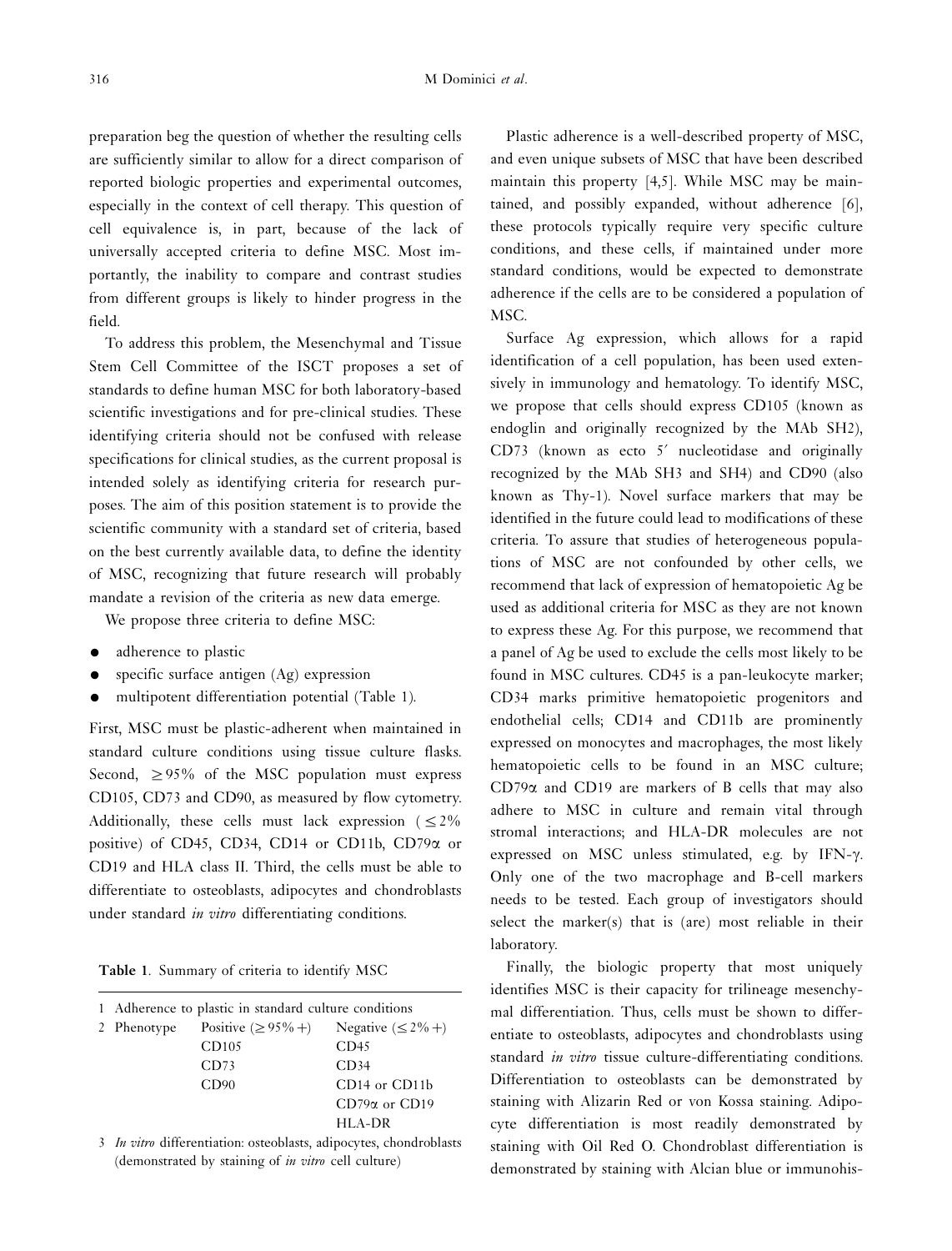preparation beg the question of whether the resulting cells are sufficiently similar to allow for a direct comparison of reported biologic properties and experimental outcomes, especially in the context of cell therapy. This question of cell equivalence is, in part, because of the lack of universally accepted criteria to define MSC. Most importantly, the inability to compare and contrast studies from different groups is likely to hinder progress in the field.

To address this problem, the Mesenchymal and Tissue Stem Cell Committee of the ISCT proposes a set of standards to define human MSC for both laboratory-based scientific investigations and for pre-clinical studies. These identifying criteria should not be confused with release specifications for clinical studies, as the current proposal is intended solely as identifying criteria for research purposes. The aim of this position statement is to provide the scientific community with a standard set of criteria, based on the best currently available data, to define the identity of MSC, recognizing that future research will probably mandate a revision of the criteria as new data emerge.

We propose three criteria to define MSC:

- adherence to plastic
- specific surface antigen (Ag) expression
- multipotent differentiation potential (Table 1).

First, MSC must be plastic-adherent when maintained in standard culture conditions using tissue culture flasks. Second, $\geq 95\%$ of the MSC population must express CD105, CD73 and CD90, as measured by flow cytometry. Additionally, these cells must lack expression ($\leq 2\%$ positive) of CD45, CD34, CD14 or CD11b, CD79α or CD19 and HLA class II. Third, the cells must be able to differentiate to osteoblasts, adipocytes and chondroblasts under standard *in vitro* differentiating conditions.

**Table 1.** Summary of criteria to identify MSC

| | | | |
|---|---|---|---|
| 1 | Adherence to plastic in standard culture conditions | | |
| 2 | Phenotype | Positive ($\geq 95\%$ +) | Negative ($\leq 2\%$ +) |
| | | CD105 | CD45 |
| | | CD73 | CD34 |
| | | CD90 | CD14 or CD11b |
| | | | CD79α or CD19 |
| | | | HLA-DR |
| 3 | *In vitro* differentiation: osteoblasts, adipocytes, chondroblasts (demonstrated by staining of *in vitro* cell culture) | | |

Plastic adherence is a well-described property of MSC, and even unique subsets of MSC that have been described maintain this property [4,5]. While MSC may be maintained, and possibly expanded, without adherence [6], these protocols typically require very specific culture conditions, and these cells, if maintained under more standard conditions, would be expected to demonstrate adherence if the cells are to be considered a population of MSC.

Surface Ag expression, which allows for a rapid identification of a cell population, has been used extensively in immunology and hematology. To identify MSC, we propose that cells should express CD105 (known as endoglin and originally recognized by the MAb SH2), CD73 (known as ecto 5′ nucleotidase and originally recognized by the MAb SH3 and SH4) and CD90 (also known as Thy-1). Novel surface markers that may be identified in the future could lead to modifications of these criteria. To assure that studies of heterogeneous populations of MSC are not confounded by other cells, we recommend that lack of expression of hematopoietic Ag be used as additional criteria for MSC as they are not known to express these Ag. For this purpose, we recommend that a panel of Ag be used to exclude the cells most likely to be found in MSC cultures. CD45 is a pan-leukocyte marker; CD34 marks primitive hematopoietic progenitors and endothelial cells; CD14 and CD11b are prominently expressed on monocytes and macrophages, the most likely hematopoietic cells to be found in an MSC culture; CD79α and CD19 are markers of B cells that may also adhere to MSC in culture and remain vital through stromal interactions; and HLA-DR molecules are not expressed on MSC unless stimulated, e.g. by IFN-γ. Only one of the two macrophage and B-cell markers needs to be tested. Each group of investigators should select the marker(s) that is (are) most reliable in their laboratory.

Finally, the biologic property that most uniquely identifies MSC is their capacity for trilineage mesenchymal differentiation. Thus, cells must be shown to differentiate to osteoblasts, adipocytes and chondroblasts using standard *in vitro* tissue culture-differentiating conditions. Differentiation to osteoblasts can be demonstrated by staining with Alizarin Red or von Kossa staining. Adipocyte differentiation is most readily demonstrated by staining with Oil Red O. Chondroblast differentiation is demonstrated by staining with Alcian blue or immunohis-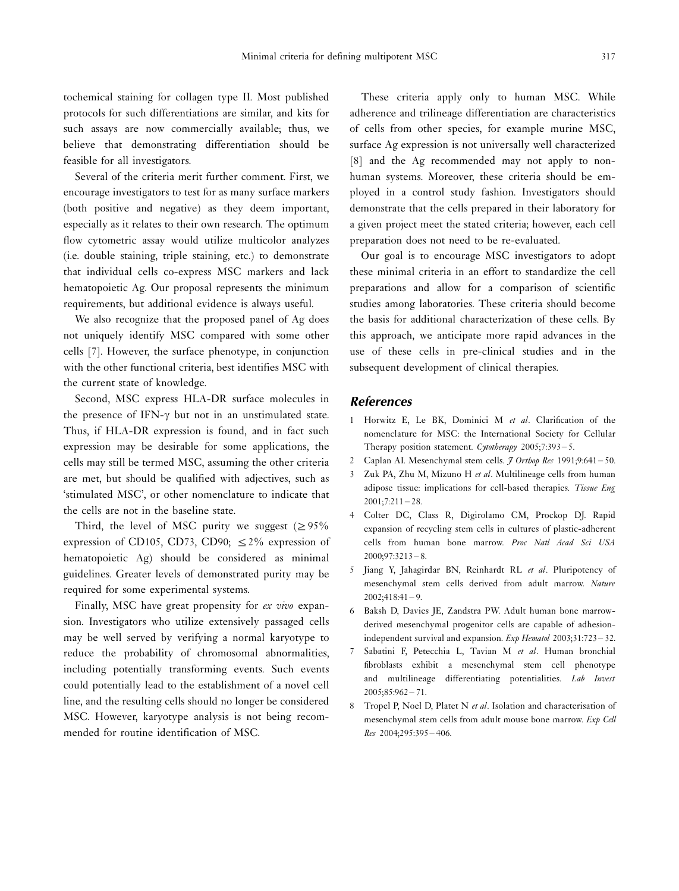tochemical staining for collagen type II. Most published protocols for such differentiations are similar, and kits for such assays are now commercially available; thus, we believe that demonstrating differentiation should be feasible for all investigators.

Several of the criteria merit further comment. First, we encourage investigators to test for as many surface markers (both positive and negative) as they deem important, especially as it relates to their own research. The optimum flow cytometric assay would utilize multicolor analyzes (i.e. double staining, triple staining, etc.) to demonstrate that individual cells co-express MSC markers and lack hematopoietic Ag. Our proposal represents the minimum requirements, but additional evidence is always useful.

We also recognize that the proposed panel of Ag does not uniquely identify MSC compared with some other cells [7]. However, the surface phenotype, in conjunction with the other functional criteria, best identifies MSC with the current state of knowledge.

Second, MSC express HLA-DR surface molecules in the presence of IFN-$\gamma$ but not in an unstimulated state. Thus, if HLA-DR expression is found, and in fact such expression may be desirable for some applications, the cells may still be termed MSC, assuming the other criteria are met, but should be qualified with adjectives, such as 'stimulated MSC', or other nomenclature to indicate that the cells are not in the baseline state.

Third, the level of MSC purity we suggest ($\geq 95\%$ expression of CD105, CD73, CD90; $\leq 2\%$ expression of hematopoietic Ag) should be considered as minimal guidelines. Greater levels of demonstrated purity may be required for some experimental systems.

Finally, MSC have great propensity for *ex vivo* expansion. Investigators who utilize extensively passaged cells may be well served by verifying a normal karyotype to reduce the probability of chromosomal abnormalities, including potentially transforming events. Such events could potentially lead to the establishment of a novel cell line, and the resulting cells should no longer be considered MSC. However, karyotype analysis is not being recommended for routine identification of MSC.

These criteria apply only to human MSC. While adherence and trilineage differentiation are characteristics of cells from other species, for example murine MSC, surface Ag expression is not universally well characterized [8] and the Ag recommended may not apply to non-human systems. Moreover, these criteria should be employed in a control study fashion. Investigators should demonstrate that the cells prepared in their laboratory for a given project meet the stated criteria; however, each cell preparation does not need to be re-evaluated.

Our goal is to encourage MSC investigators to adopt these minimal criteria in an effort to standardize the cell preparations and allow for a comparison of scientific studies among laboratories. These criteria should become the basis for additional characterization of these cells. By this approach, we anticipate more rapid advances in the use of these cells in pre-clinical studies and in the subsequent development of clinical therapies.

## References

1. Horwitz E, Le BK, Dominici M *et al*. Clarification of the nomenclature for MSC: the International Society for Cellular Therapy position statement. *Cytotherapy* 2005;7:393–5.
2. Caplan AI. Mesenchymal stem cells. *J Orthop Res* 1991;9:641–50.
3. Zuk PA, Zhu M, Mizuno H *et al*. Multilineage cells from human adipose tissue: implications for cell-based therapies. *Tissue Eng* 2001;7:211–28.
4. Colter DC, Class R, Digirolamo CM, Prockop DJ. Rapid expansion of recycling stem cells in cultures of plastic-adherent cells from human bone marrow. *Proc Natl Acad Sci USA* 2000;97:3213–8.
5. Jiang Y, Jahagirdar BN, Reinhardt RL *et al*. Pluripotency of mesenchymal stem cells derived from adult marrow. *Nature* 2002;418:41–9.
6. Baksh D, Davies JE, Zandstra PW. Adult human bone marrow-derived mesenchymal progenitor cells are capable of adhesion-independent survival and expansion. *Exp Hematol* 2003;31:723–32.
7. Sabatini F, Petecchia L, Tavian M *et al*. Human bronchial fibroblasts exhibit a mesenchymal stem cell phenotype and multilineage differentiating potentialities. *Lab Invest* 2005;85:962–71.
8. Tropel P, Noel D, Platet N *et al*. Isolation and characterisation of mesenchymal stem cells from adult mouse bone marrow. *Exp Cell Res* 2004;295:395–406.